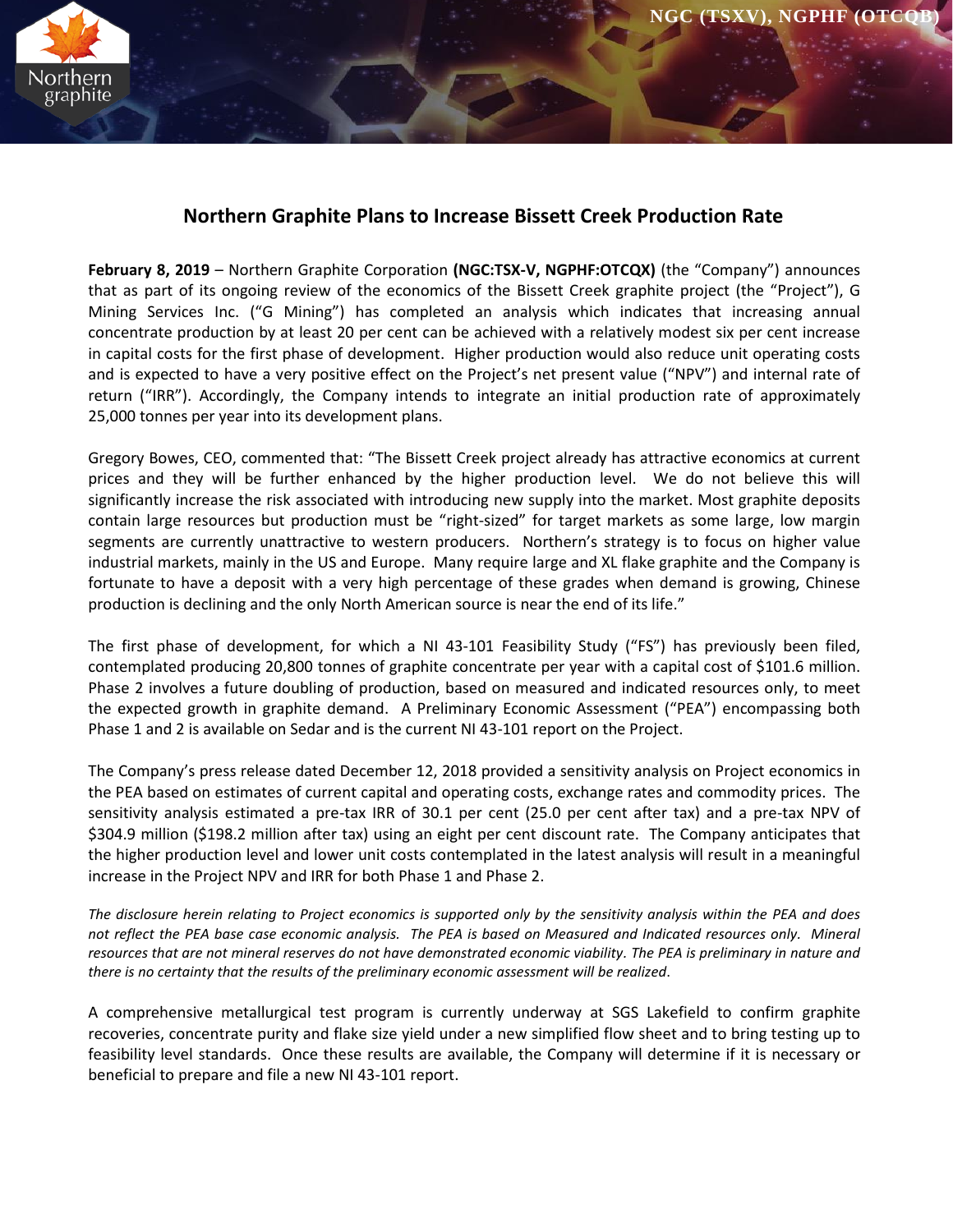# Northern Graphite Plans to Increase Bissett Creek Production Rate

**February 8, 2019** – Northern Graphite Corporation **(NGC:TSX-V, NGPHF:OTCQX)** (the "Company") announces that as part of its ongoing review of the economics of the Bissett Creek graphite project (the "Project"), G Mining Services Inc. ("G Mining") has completed an analysis which indicates that increasing annual concentrate production by at least 20 per cent can be achieved with a relatively modest six per cent increase in capital costs for the first phase of development. Higher production would also reduce unit operating costs and is expected to have a very positive effect on the Project's net present value ("NPV") and internal rate of return ("IRR"). Accordingly, the Company intends to integrate an initial production rate of approximately 25,000 tonnes per year into its development plans.

Gregory Bowes, CEO, commented that: "The Bissett Creek project already has attractive economics at current prices and they will be further enhanced by the higher production level. We do not believe this will significantly increase the risk associated with introducing new supply into the market. Most graphite deposits contain large resources but production must be "right-sized" for target markets as some large, low margin segments are currently unattractive to western producers. Northern's strategy is to focus on higher value industrial markets, mainly in the US and Europe. Many require large and XL flake graphite and the Company is fortunate to have a deposit with a very high percentage of these grades when demand is growing, Chinese production is declining and the only North American source is near the end of its life."

The first phase of development, for which a NI 43-101 Feasibility Study ("FS") has previously been filed, contemplated producing 20,800 tonnes of graphite concentrate per year with a capital cost of $101.6 million. Phase 2 involves a future doubling of production, based on measured and indicated resources only, to meet the expected growth in graphite demand. A Preliminary Economic Assessment ("PEA") encompassing both Phase 1 and 2 is available on Sedar and is the current NI 43-101 report on the Project.

The Company's press release dated December 12, 2018 provided a sensitivity analysis on Project economics in the PEA based on estimates of current capital and operating costs, exchange rates and commodity prices. The sensitivity analysis estimated a pre-tax IRR of 30.1 per cent (25.0 per cent after tax) and a pre-tax NPV of $304.9 million ($198.2 million after tax) using an eight per cent discount rate. The Company anticipates that the higher production level and lower unit costs contemplated in the latest analysis will result in a meaningful increase in the Project NPV and IRR for both Phase 1 and Phase 2.

*The disclosure herein relating to Project economics is supported only by the sensitivity analysis within the PEA and does not reflect the PEA base case economic analysis. The PEA is based on Measured and Indicated resources only. Mineral resources that are not mineral reserves do not have demonstrated economic viability. The PEA is preliminary in nature and there is no certainty that the results of the preliminary economic assessment will be realized.*

A comprehensive metallurgical test program is currently underway at SGS Lakefield to confirm graphite recoveries, concentrate purity and flake size yield under a new simplified flow sheet and to bring testing up to feasibility level standards. Once these results are available, the Company will determine if it is necessary or beneficial to prepare and file a new NI 43-101 report.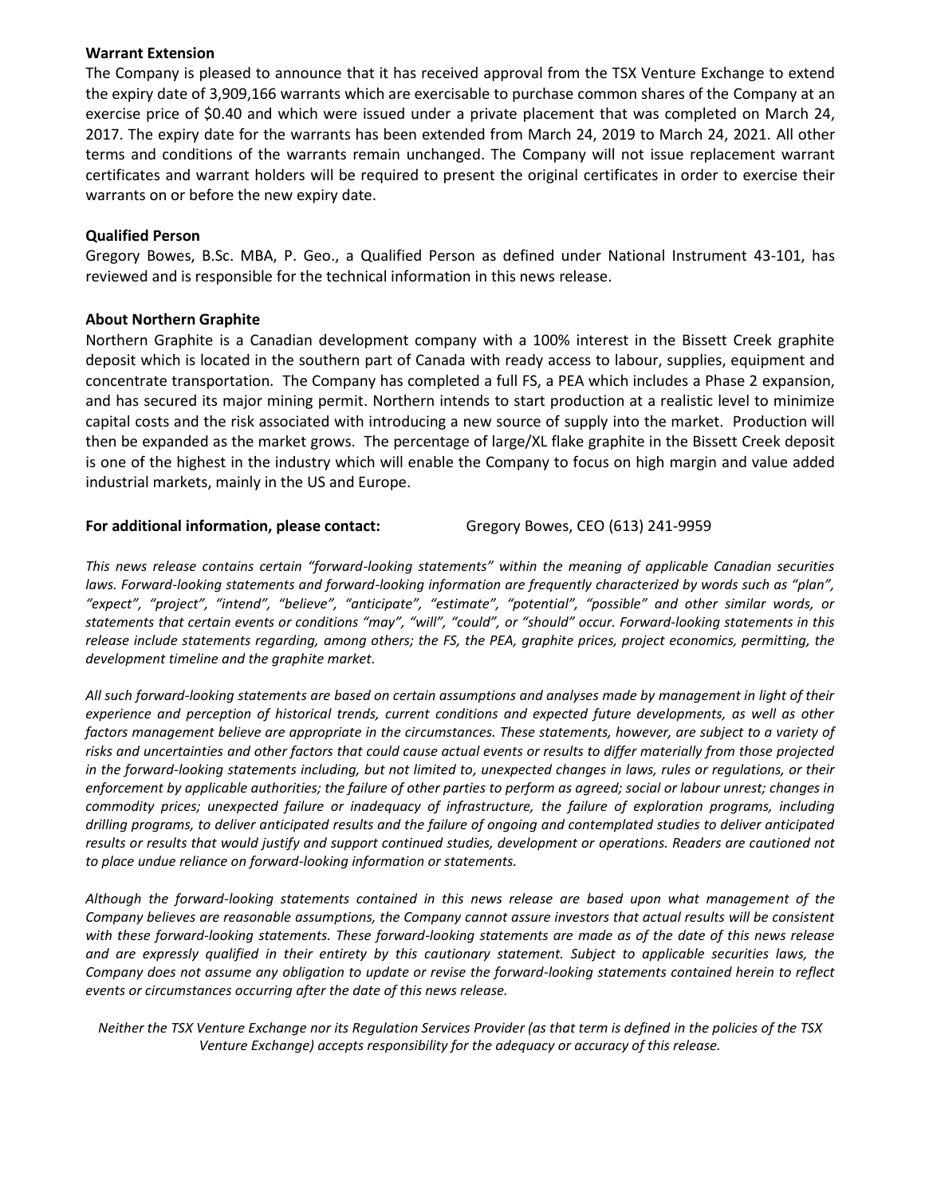**Warrant Extension**

The Company is pleased to announce that it has received approval from the TSX Venture Exchange to extend the expiry date of 3,909,166 warrants which are exercisable to purchase common shares of the Company at an exercise price of $0.40 and which were issued under a private placement that was completed on March 24, 2017. The expiry date for the warrants has been extended from March 24, 2019 to March 24, 2021. All other terms and conditions of the warrants remain unchanged. The Company will not issue replacement warrant certificates and warrant holders will be required to present the original certificates in order to exercise their warrants on or before the new expiry date.

**Qualified Person**

Gregory Bowes, B.Sc. MBA, P. Geo., a Qualified Person as defined under National Instrument 43-101, has reviewed and is responsible for the technical information in this news release.

**About Northern Graphite**

Northern Graphite is a Canadian development company with a 100% interest in the Bissett Creek graphite deposit which is located in the southern part of Canada with ready access to labour, supplies, equipment and concentrate transportation. The Company has completed a full FS, a PEA which includes a Phase 2 expansion, and has secured its major mining permit. Northern intends to start production at a realistic level to minimize capital costs and the risk associated with introducing a new source of supply into the market. Production will then be expanded as the market grows. The percentage of large/XL flake graphite in the Bissett Creek deposit is one of the highest in the industry which will enable the Company to focus on high margin and value added industrial markets, mainly in the US and Europe.

**For additional information, please contact:** Gregory Bowes, CEO (613) 241-9959

*This news release contains certain "forward-looking statements" within the meaning of applicable Canadian securities laws. Forward-looking statements and forward-looking information are frequently characterized by words such as "plan", "expect", "project", "intend", "believe", "anticipate", "estimate", "potential", "possible" and other similar words, or statements that certain events or conditions "may", "will", "could", or "should" occur. Forward-looking statements in this release include statements regarding, among others; the FS, the PEA, graphite prices, project economics, permitting, the development timeline and the graphite market.*

*All such forward-looking statements are based on certain assumptions and analyses made by management in light of their experience and perception of historical trends, current conditions and expected future developments, as well as other factors management believe are appropriate in the circumstances. These statements, however, are subject to a variety of risks and uncertainties and other factors that could cause actual events or results to differ materially from those projected in the forward-looking statements including, but not limited to, unexpected changes in laws, rules or regulations, or their enforcement by applicable authorities; the failure of other parties to perform as agreed; social or labour unrest; changes in commodity prices; unexpected failure or inadequacy of infrastructure, the failure of exploration programs, including drilling programs, to deliver anticipated results and the failure of ongoing and contemplated studies to deliver anticipated results or results that would justify and support continued studies, development or operations. Readers are cautioned not to place undue reliance on forward-looking information or statements.*

*Although the forward-looking statements contained in this news release are based upon what management of the Company believes are reasonable assumptions, the Company cannot assure investors that actual results will be consistent with these forward-looking statements. These forward-looking statements are made as of the date of this news release and are expressly qualified in their entirety by this cautionary statement. Subject to applicable securities laws, the Company does not assume any obligation to update or revise the forward-looking statements contained herein to reflect events or circumstances occurring after the date of this news release.*

*Neither the TSX Venture Exchange nor its Regulation Services Provider (as that term is defined in the policies of the TSX Venture Exchange) accepts responsibility for the adequacy or accuracy of this release.*